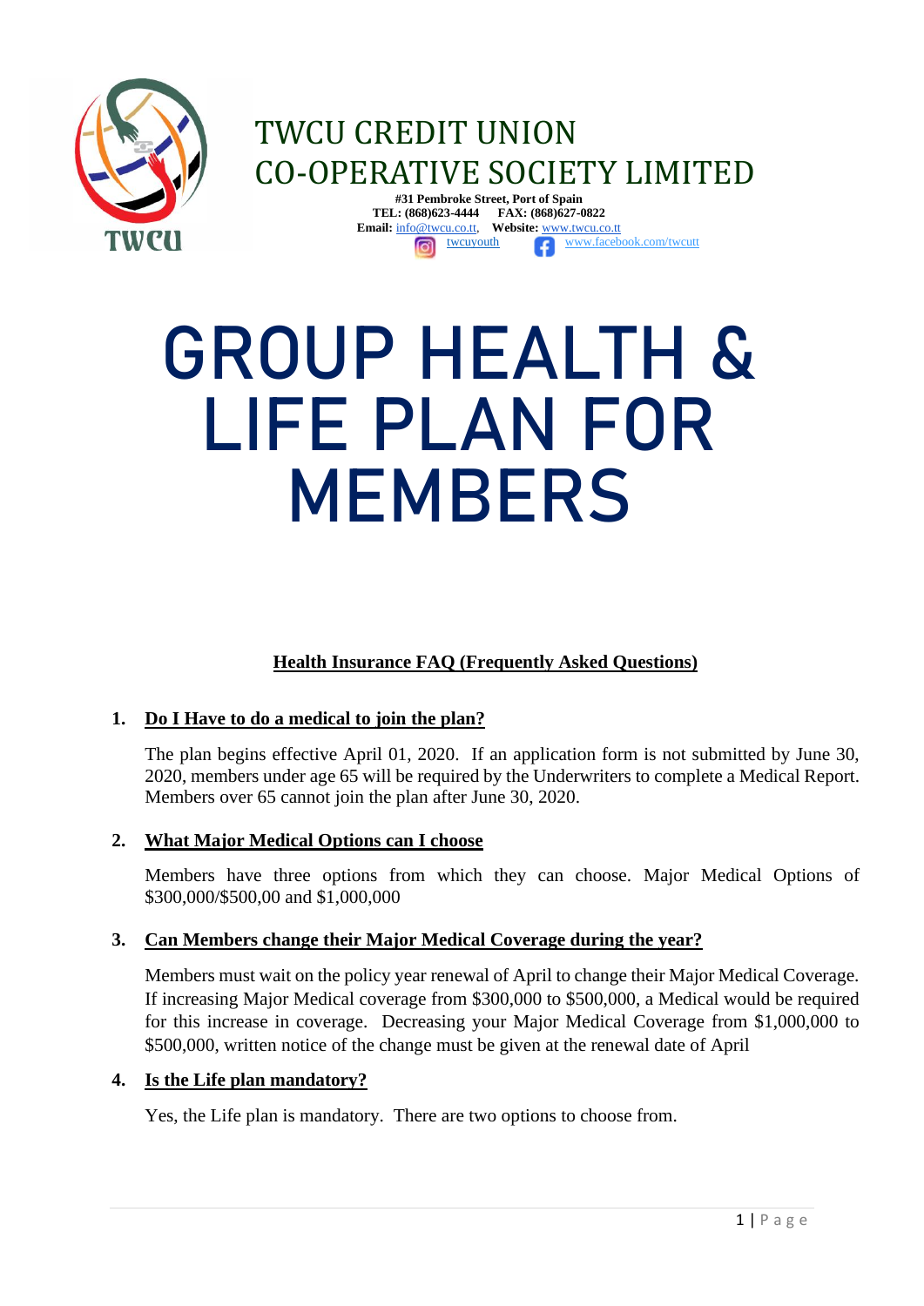# TWCU CREDIT UNION CO-OPERATIVE SOCIETY LIMITED

**#31 Pembroke Street, Port of Spain**
**TEL: (868)623-4444 FAX: (868)627-0822**
**Email:** info@twcu.co.tt, **Website:** www.twcu.co.tt
twcuyouth www.facebook.com/twcutt

# GROUP HEALTH & LIFE PLAN FOR MEMBERS

## Health Insurance FAQ (Frequently Asked Questions)

1. **Do I Have to do a medical to join the plan?**

   The plan begins effective April 01, 2020. If an application form is not submitted by June 30, 2020, members under age 65 will be required by the Underwriters to complete a Medical Report. Members over 65 cannot join the plan after June 30, 2020.

2. **What Major Medical Options can I choose**

   Members have three options from which they can choose. Major Medical Options of $300,000/$500,00 and $1,000,000

3. **Can Members change their Major Medical Coverage during the year?**

   Members must wait on the policy year renewal of April to change their Major Medical Coverage. If increasing Major Medical coverage from $300,000 to $500,000, a Medical would be required for this increase in coverage. Decreasing your Major Medical Coverage from $1,000,000 to $500,000, written notice of the change must be given at the renewal date of April

4. **Is the Life plan mandatory?**

   Yes, the Life plan is mandatory. There are two options to choose from.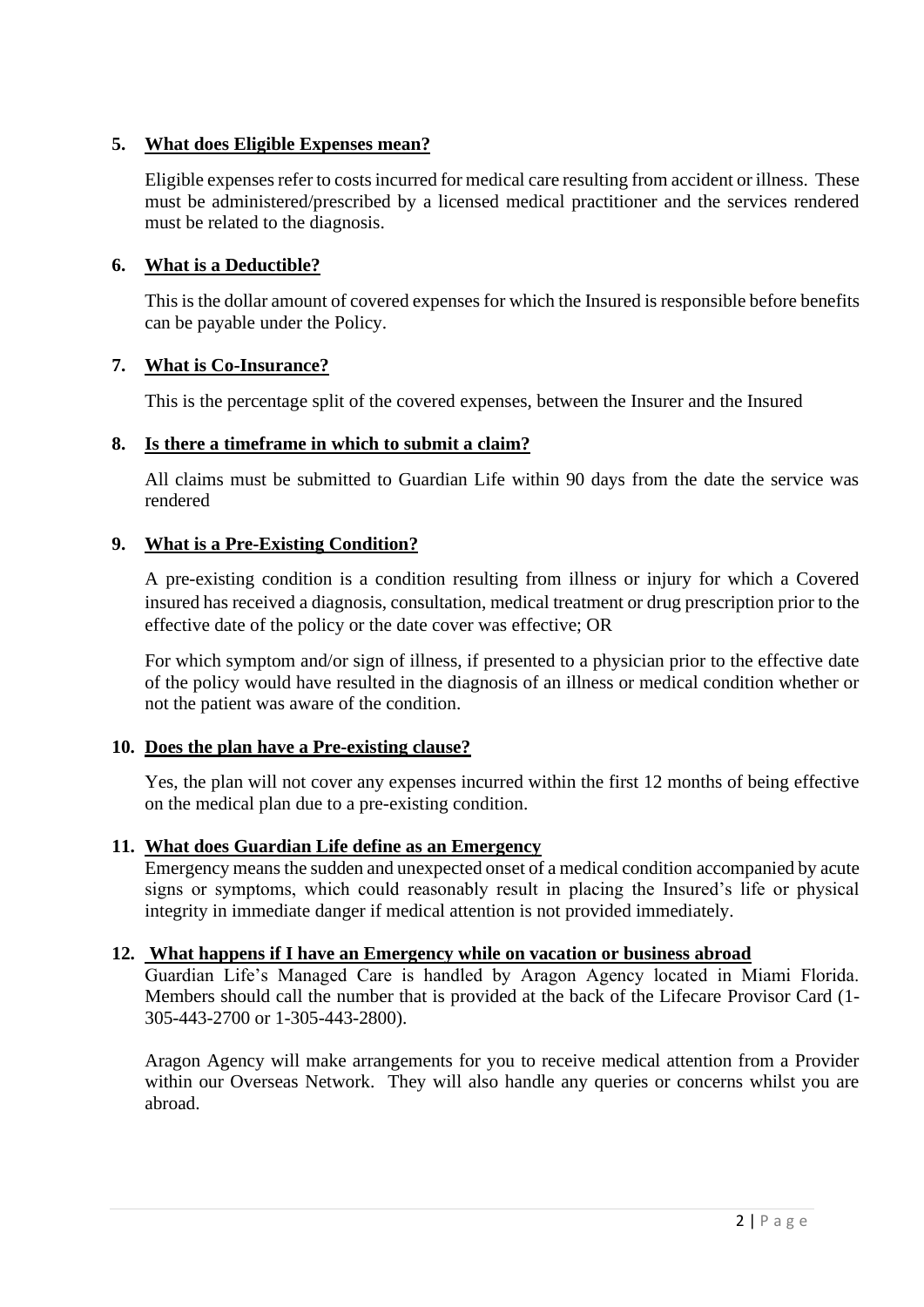5. **What does Eligible Expenses mean?**

   Eligible expenses refer to costs incurred for medical care resulting from accident or illness. These must be administered/prescribed by a licensed medical practitioner and the services rendered must be related to the diagnosis.

6. **What is a Deductible?**

   This is the dollar amount of covered expenses for which the Insured is responsible before benefits can be payable under the Policy.

7. **What is Co-Insurance?**

   This is the percentage split of the covered expenses, between the Insurer and the Insured

8. **Is there a timeframe in which to submit a claim?**

   All claims must be submitted to Guardian Life within 90 days from the date the service was rendered

9. **What is a Pre-Existing Condition?**

   A pre-existing condition is a condition resulting from illness or injury for which a Covered insured has received a diagnosis, consultation, medical treatment or drug prescription prior to the effective date of the policy or the date cover was effective; OR

   For which symptom and/or sign of illness, if presented to a physician prior to the effective date of the policy would have resulted in the diagnosis of an illness or medical condition whether or not the patient was aware of the condition.

10. **Does the plan have a Pre-existing clause?**

    Yes, the plan will not cover any expenses incurred within the first 12 months of being effective on the medical plan due to a pre-existing condition.

11. **What does Guardian Life define as an Emergency**

    Emergency means the sudden and unexpected onset of a medical condition accompanied by acute signs or symptoms, which could reasonably result in placing the Insured's life or physical integrity in immediate danger if medical attention is not provided immediately.

12. **What happens if I have an Emergency while on vacation or business abroad**

    Guardian Life's Managed Care is handled by Aragon Agency located in Miami Florida. Members should call the number that is provided at the back of the Lifecare Provisor Card (1-305-443-2700 or 1-305-443-2800).

    Aragon Agency will make arrangements for you to receive medical attention from a Provider within our Overseas Network. They will also handle any queries or concerns whilst you are abroad.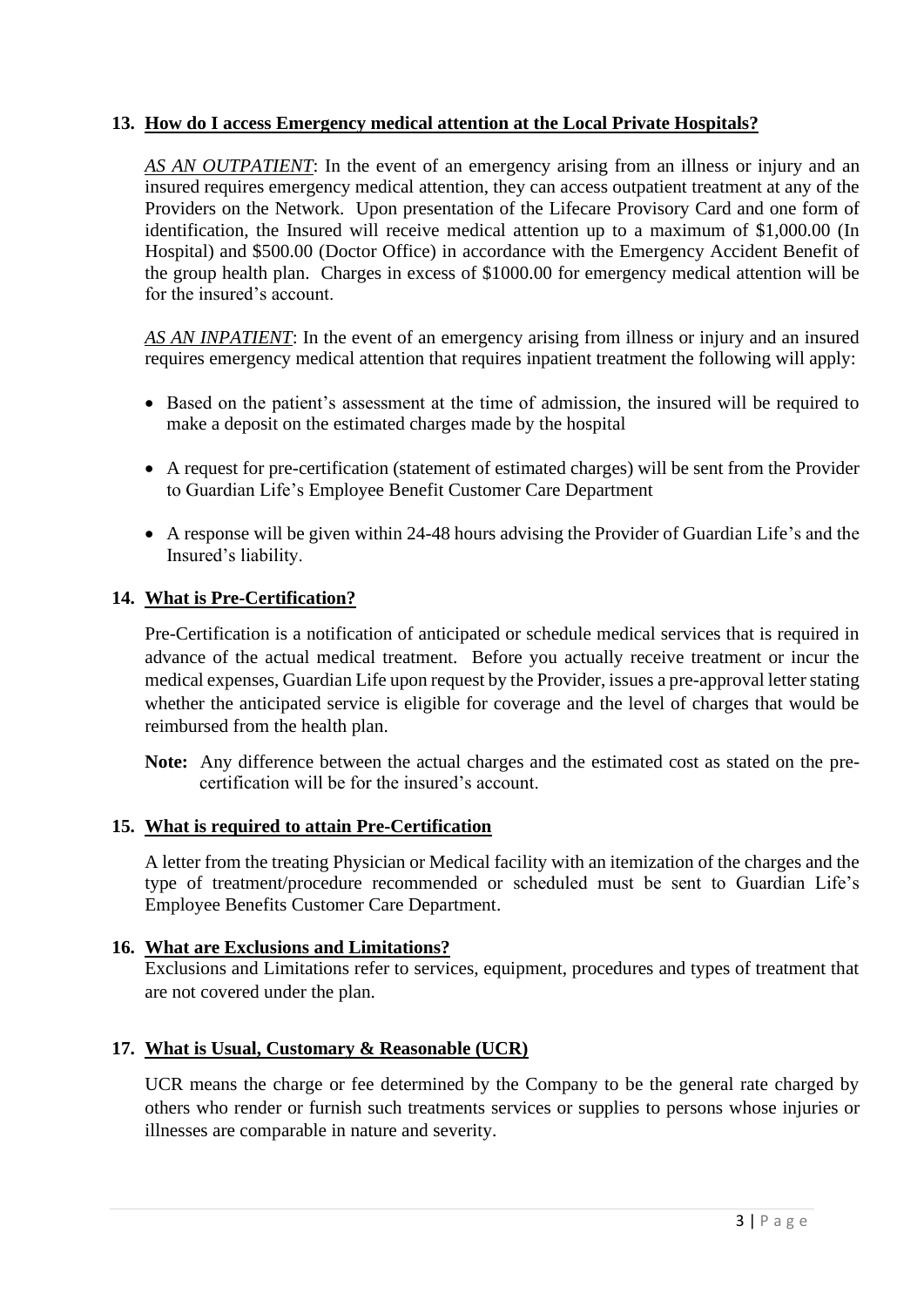**13. How do I access Emergency medical attention at the Local Private Hospitals?**

*AS AN OUTPATIENT*: In the event of an emergency arising from an illness or injury and an insured requires emergency medical attention, they can access outpatient treatment at any of the Providers on the Network. Upon presentation of the Lifecare Provisory Card and one form of identification, the Insured will receive medical attention up to a maximum of $1,000.00 (In Hospital) and $500.00 (Doctor Office) in accordance with the Emergency Accident Benefit of the group health plan. Charges in excess of $1000.00 for emergency medical attention will be for the insured's account.

*AS AN INPATIENT*: In the event of an emergency arising from illness or injury and an insured requires emergency medical attention that requires inpatient treatment the following will apply:

- Based on the patient's assessment at the time of admission, the insured will be required to make a deposit on the estimated charges made by the hospital
- A request for pre-certification (statement of estimated charges) will be sent from the Provider to Guardian Life's Employee Benefit Customer Care Department
- A response will be given within 24-48 hours advising the Provider of Guardian Life's and the Insured's liability.

**14. What is Pre-Certification?**

Pre-Certification is a notification of anticipated or schedule medical services that is required in advance of the actual medical treatment. Before you actually receive treatment or incur the medical expenses, Guardian Life upon request by the Provider, issues a pre-approval letter stating whether the anticipated service is eligible for coverage and the level of charges that would be reimbursed from the health plan.

**Note:** Any difference between the actual charges and the estimated cost as stated on the pre-certification will be for the insured's account.

**15. What is required to attain Pre-Certification**

A letter from the treating Physician or Medical facility with an itemization of the charges and the type of treatment/procedure recommended or scheduled must be sent to Guardian Life's Employee Benefits Customer Care Department.

**16. What are Exclusions and Limitations?**

Exclusions and Limitations refer to services, equipment, procedures and types of treatment that are not covered under the plan.

**17. What is Usual, Customary & Reasonable (UCR)**

UCR means the charge or fee determined by the Company to be the general rate charged by others who render or furnish such treatments services or supplies to persons whose injuries or illnesses are comparable in nature and severity.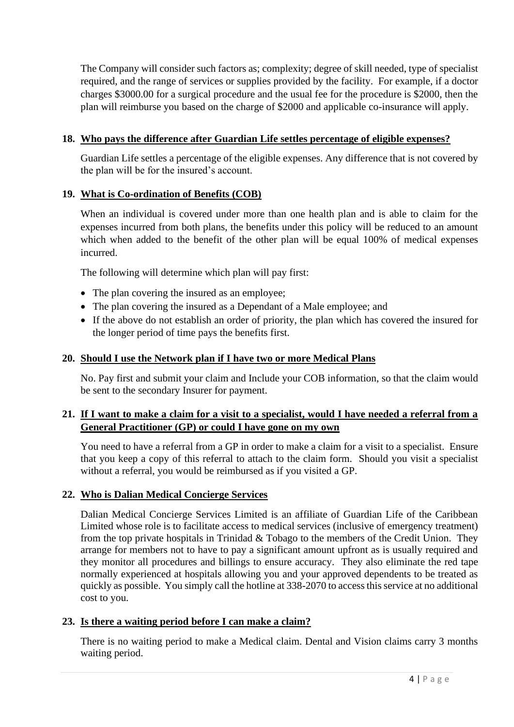The Company will consider such factors as; complexity; degree of skill needed, type of specialist required, and the range of services or supplies provided by the facility. For example, if a doctor charges $3000.00 for a surgical procedure and the usual fee for the procedure is $2000, then the plan will reimburse you based on the charge of $2000 and applicable co-insurance will apply.

## 18. Who pays the difference after Guardian Life settles percentage of eligible expenses?

Guardian Life settles a percentage of the eligible expenses. Any difference that is not covered by the plan will be for the insured's account.

## 19. What is Co-ordination of Benefits (COB)

When an individual is covered under more than one health plan and is able to claim for the expenses incurred from both plans, the benefits under this policy will be reduced to an amount which when added to the benefit of the other plan will be equal 100% of medical expenses incurred.

The following will determine which plan will pay first:

- The plan covering the insured as an employee;
- The plan covering the insured as a Dependant of a Male employee; and
- If the above do not establish an order of priority, the plan which has covered the insured for the longer period of time pays the benefits first.

## 20. Should I use the Network plan if I have two or more Medical Plans

No. Pay first and submit your claim and Include your COB information, so that the claim would be sent to the secondary Insurer for payment.

## 21. If I want to make a claim for a visit to a specialist, would I have needed a referral from a General Practitioner (GP) or could I have gone on my own

You need to have a referral from a GP in order to make a claim for a visit to a specialist. Ensure that you keep a copy of this referral to attach to the claim form. Should you visit a specialist without a referral, you would be reimbursed as if you visited a GP.

## 22. Who is Dalian Medical Concierge Services

Dalian Medical Concierge Services Limited is an affiliate of Guardian Life of the Caribbean Limited whose role is to facilitate access to medical services (inclusive of emergency treatment) from the top private hospitals in Trinidad & Tobago to the members of the Credit Union. They arrange for members not to have to pay a significant amount upfront as is usually required and they monitor all procedures and billings to ensure accuracy. They also eliminate the red tape normally experienced at hospitals allowing you and your approved dependents to be treated as quickly as possible. You simply call the hotline at 338-2070 to access this service at no additional cost to you.

## 23. Is there a waiting period before I can make a claim?

There is no waiting period to make a Medical claim. Dental and Vision claims carry 3 months waiting period.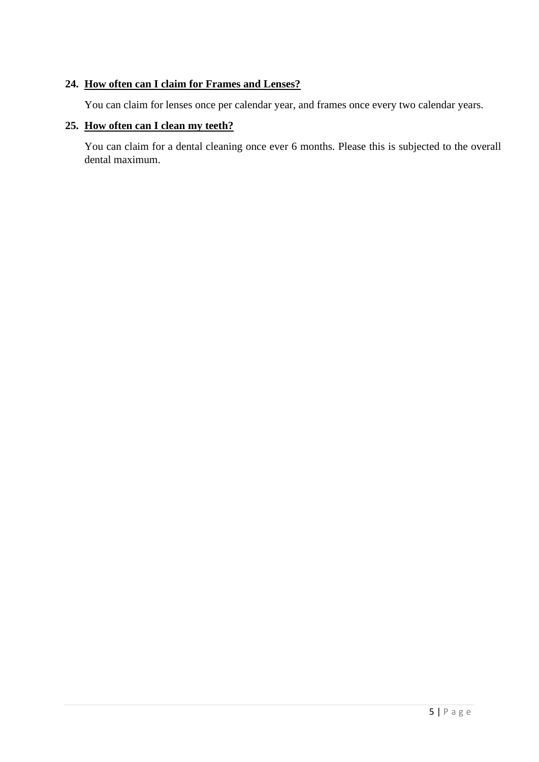**24. How often can I claim for Frames and Lenses?**

You can claim for lenses once per calendar year, and frames once every two calendar years.

**25. How often can I clean my teeth?**

You can claim for a dental cleaning once ever 6 months. Please this is subjected to the overall dental maximum.